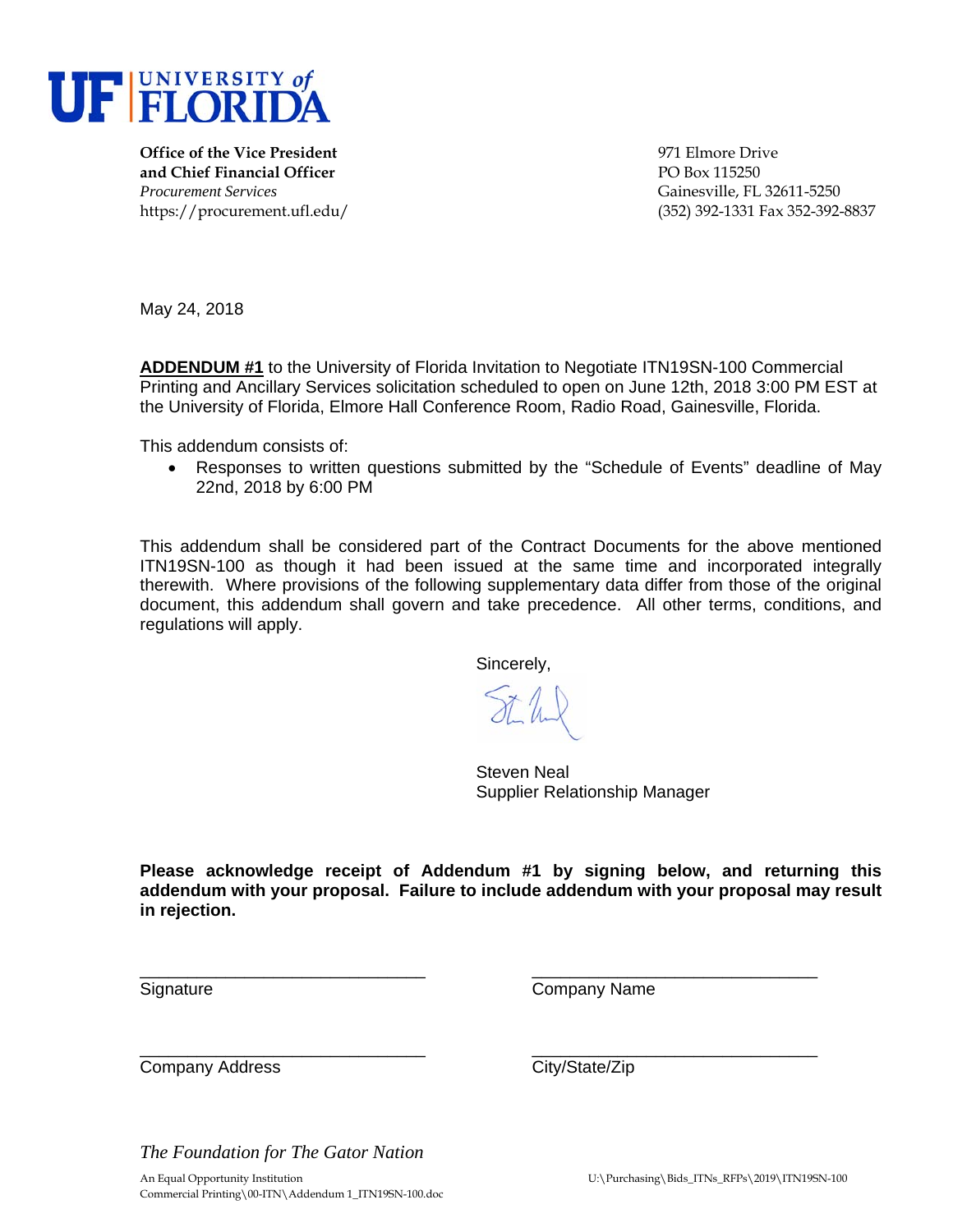UF | UNIVERSITY of FLORIDA

**Office of the Vice President**
**and Chief Financial Officer**
*Procurement Services*
https://procurement.ufl.edu/

971 Elmore Drive
PO Box 115250
Gainesville, FL 32611-5250
(352) 392-1331 Fax 352-392-8837

May 24, 2018

**ADDENDUM #1** to the University of Florida Invitation to Negotiate ITN19SN-100 Commercial Printing and Ancillary Services solicitation scheduled to open on June 12th, 2018 3:00 PM EST at the University of Florida, Elmore Hall Conference Room, Radio Road, Gainesville, Florida.

This addendum consists of:

- Responses to written questions submitted by the "Schedule of Events" deadline of May 22nd, 2018 by 6:00 PM

This addendum shall be considered part of the Contract Documents for the above mentioned ITN19SN-100 as though it had been issued at the same time and incorporated integrally therewith. Where provisions of the following supplementary data differ from those of the original document, this addendum shall govern and take precedence. All other terms, conditions, and regulations will apply.

Sincerely,

Steven Neal
Supplier Relationship Manager

**Please acknowledge receipt of Addendum #1 by signing below, and returning this addendum with your proposal. Failure to include addendum with your proposal may result in rejection.**

\_\_\_\_\_\_\_\_\_\_\_\_\_\_\_\_\_\_\_\_\_\_\_\_\_\_\_\_\_\_
Signature

\_\_\_\_\_\_\_\_\_\_\_\_\_\_\_\_\_\_\_\_\_\_\_\_\_\_\_\_\_\_
Company Name

\_\_\_\_\_\_\_\_\_\_\_\_\_\_\_\_\_\_\_\_\_\_\_\_\_\_\_\_\_\_
Company Address

\_\_\_\_\_\_\_\_\_\_\_\_\_\_\_\_\_\_\_\_\_\_\_\_\_\_\_\_\_\_
City/State/Zip

*The Foundation for The Gator Nation*

An Equal Opportunity Institution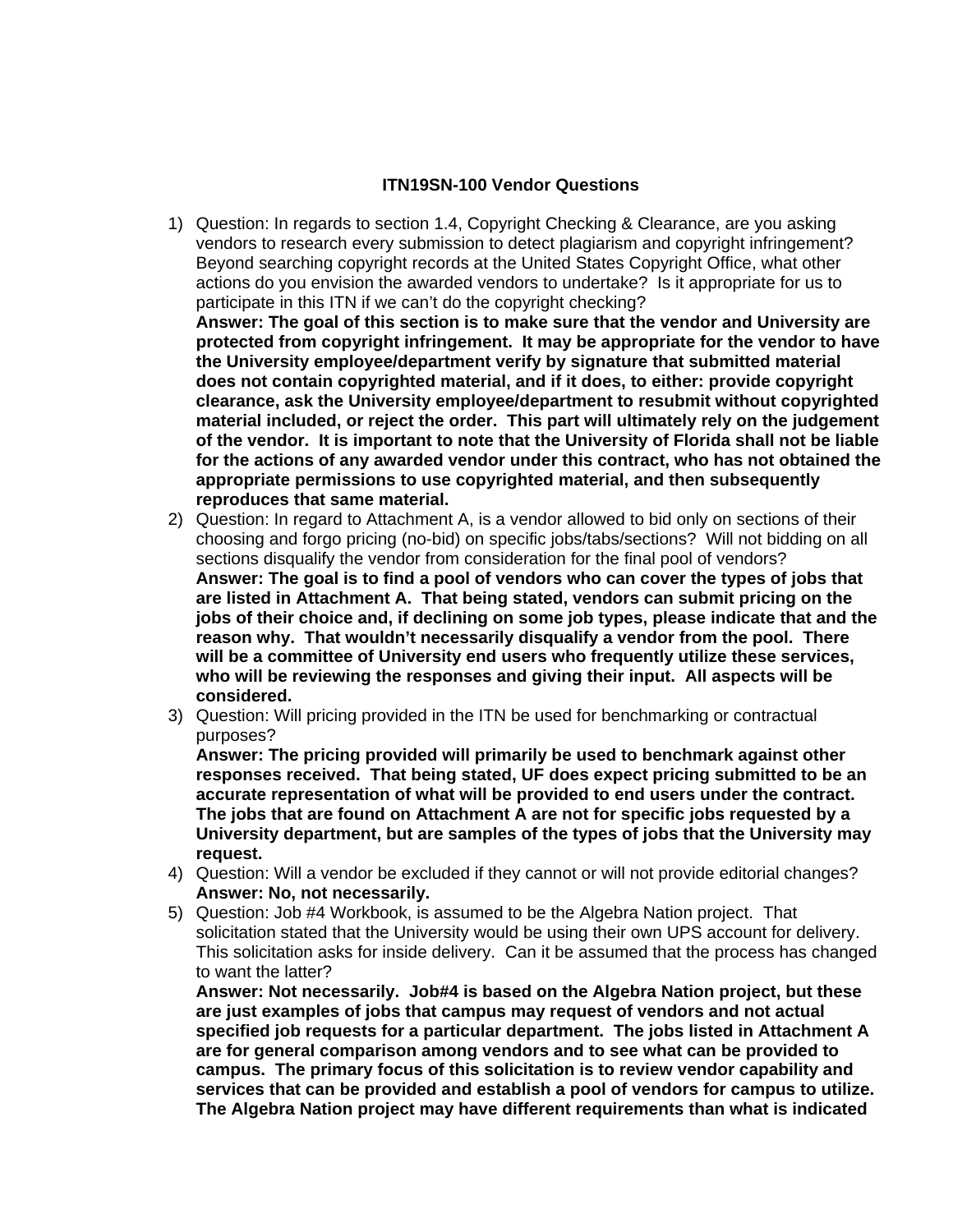**ITN19SN-100 Vendor Questions**

1) Question: In regards to section 1.4, Copyright Checking & Clearance, are you asking vendors to research every submission to detect plagiarism and copyright infringement? Beyond searching copyright records at the United States Copyright Office, what other actions do you envision the awarded vendors to undertake? Is it appropriate for us to participate in this ITN if we can't do the copyright checking?
**Answer: The goal of this section is to make sure that the vendor and University are protected from copyright infringement. It may be appropriate for the vendor to have the University employee/department verify by signature that submitted material does not contain copyrighted material, and if it does, to either: provide copyright clearance, ask the University employee/department to resubmit without copyrighted material included, or reject the order. This part will ultimately rely on the judgement of the vendor. It is important to note that the University of Florida shall not be liable for the actions of any awarded vendor under this contract, who has not obtained the appropriate permissions to use copyrighted material, and then subsequently reproduces that same material.**
2) Question: In regard to Attachment A, is a vendor allowed to bid only on sections of their choosing and forgo pricing (no-bid) on specific jobs/tabs/sections? Will not bidding on all sections disqualify the vendor from consideration for the final pool of vendors?
**Answer: The goal is to find a pool of vendors who can cover the types of jobs that are listed in Attachment A. That being stated, vendors can submit pricing on the jobs of their choice and, if declining on some job types, please indicate that and the reason why. That wouldn't necessarily disqualify a vendor from the pool. There will be a committee of University end users who frequently utilize these services, who will be reviewing the responses and giving their input. All aspects will be considered.**
3) Question: Will pricing provided in the ITN be used for benchmarking or contractual purposes?
**Answer: The pricing provided will primarily be used to benchmark against other responses received. That being stated, UF does expect pricing submitted to be an accurate representation of what will be provided to end users under the contract. The jobs that are found on Attachment A are not for specific jobs requested by a University department, but are samples of the types of jobs that the University may request.**
4) Question: Will a vendor be excluded if they cannot or will not provide editorial changes?
**Answer: No, not necessarily.**
5) Question: Job #4 Workbook, is assumed to be the Algebra Nation project. That solicitation stated that the University would be using their own UPS account for delivery. This solicitation asks for inside delivery. Can it be assumed that the process has changed to want the latter?
**Answer: Not necessarily. Job#4 is based on the Algebra Nation project, but these are just examples of jobs that campus may request of vendors and not actual specified job requests for a particular department. The jobs listed in Attachment A are for general comparison among vendors and to see what can be provided to campus. The primary focus of this solicitation is to review vendor capability and services that can be provided and establish a pool of vendors for campus to utilize. The Algebra Nation project may have different requirements than what is indicated**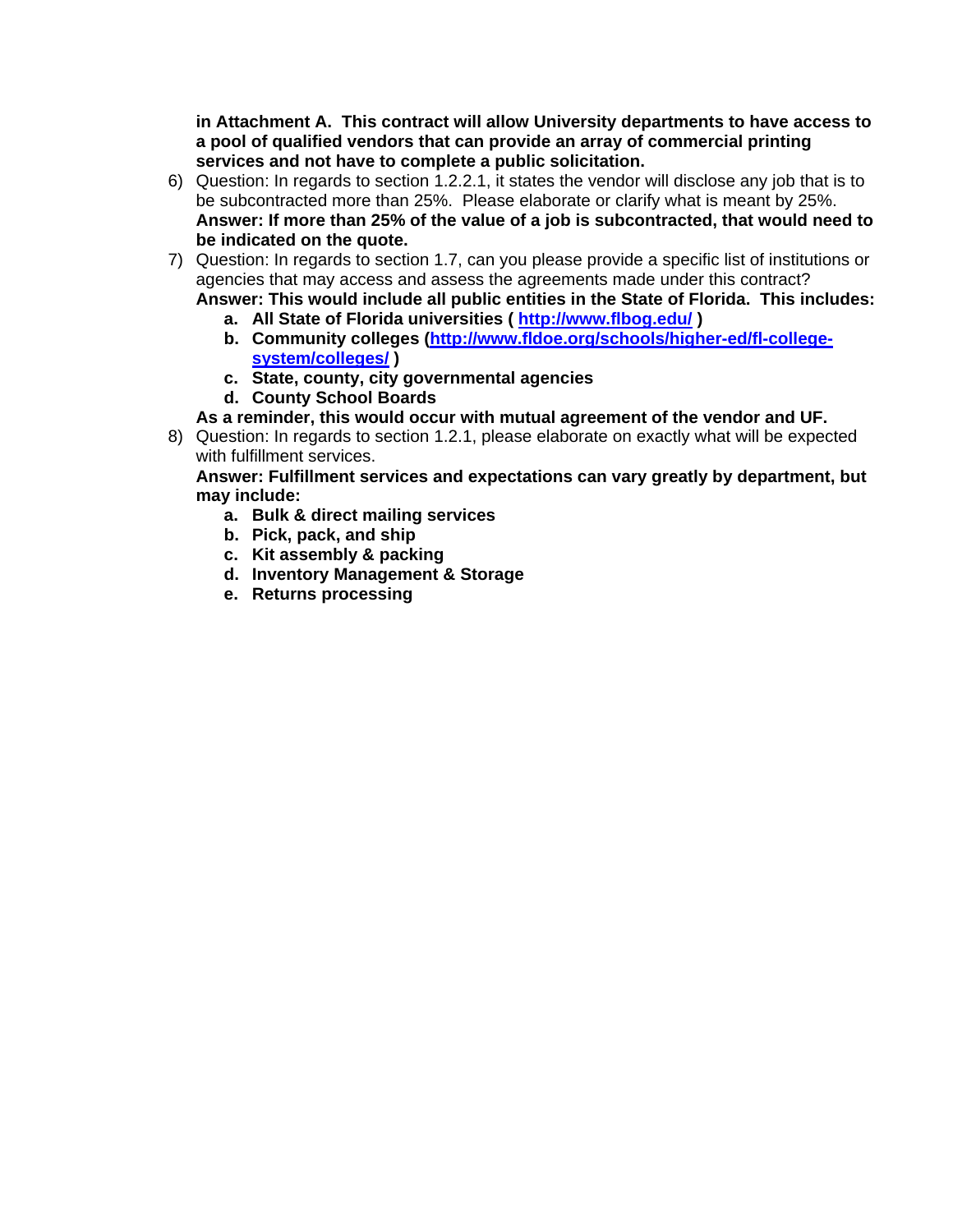**in Attachment A. This contract will allow University departments to have access to a pool of qualified vendors that can provide an array of commercial printing services and not have to complete a public solicitation.**

6) Question: In regards to section 1.2.2.1, it states the vendor will disclose any job that is to be subcontracted more than 25%. Please elaborate or clarify what is meant by 25%.
**Answer: If more than 25% of the value of a job is subcontracted, that would need to be indicated on the quote.**
7) Question: In regards to section 1.7, can you please provide a specific list of institutions or agencies that may access and assess the agreements made under this contract?
**Answer: This would include all public entities in the State of Florida. This includes:**
    a. **All State of Florida universities ( http://www.flbog.edu/ )**
    b. **Community colleges (http://www.fldoe.org/schools/higher-ed/fl-college-system/colleges/ )**
    c. **State, county, city governmental agencies**
    d. **County School Boards**

    **As a reminder, this would occur with mutual agreement of the vendor and UF.**
8) Question: In regards to section 1.2.1, please elaborate on exactly what will be expected with fulfillment services.
**Answer: Fulfillment services and expectations can vary greatly by department, but may include:**
    a. **Bulk & direct mailing services**
    b. **Pick, pack, and ship**
    c. **Kit assembly & packing**
    d. **Inventory Management & Storage**
    e. **Returns processing**